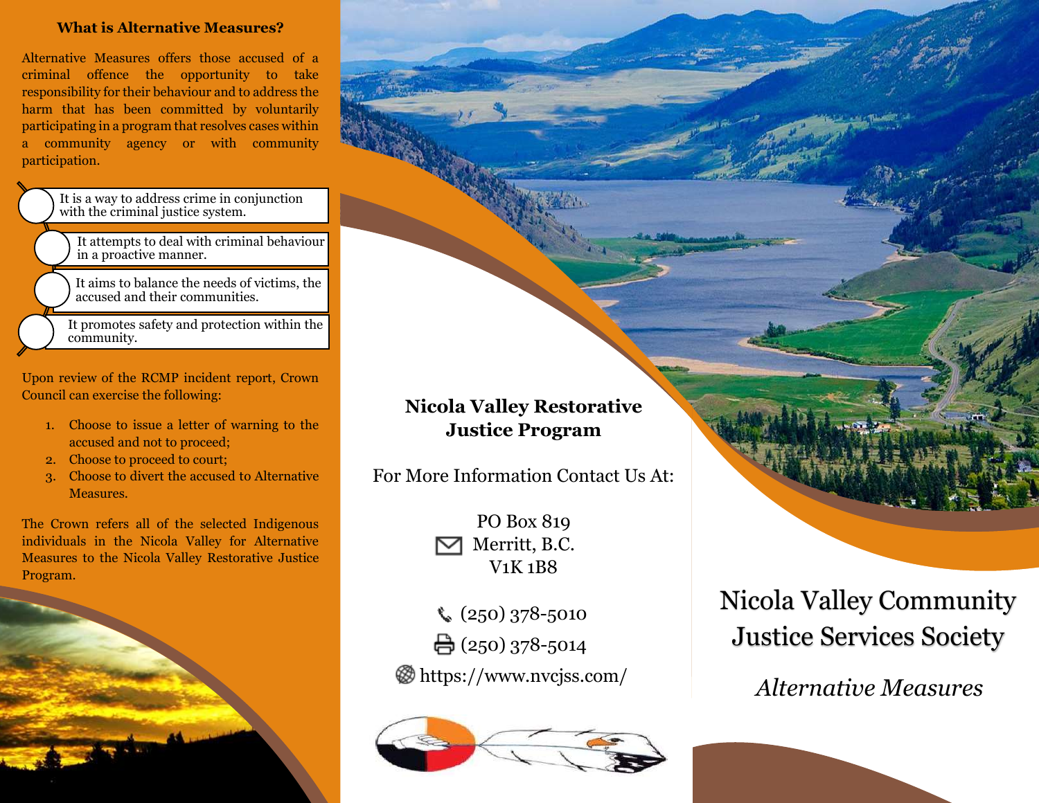## What is Alternative Measures?

Alternative Measures offers those accused of a criminal offence the opportunity to take responsibility for their behaviour and to address the harm that has been committed by voluntarily participating in a program that resolves cases within a community agency or with community participation.

- It is a way to address crime in conjunction with the criminal justice system.
- It attempts to deal with criminal behaviour in a proactive manner.
- It aims to balance the needs of victims, the accused and their communities.
- It promotes safety and protection within the community.

Upon review of the RCMP incident report, Crown Council can exercise the following:

1. Choose to issue a letter of warning to the accused and not to proceed;
2. Choose to proceed to court;
3. Choose to divert the accused to Alternative Measures.

The Crown refers all of the selected Indigenous individuals in the Nicola Valley for Alternative Measures to the Nicola Valley Restorative Justice Program.

**Nicola Valley Restorative Justice Program**

For More Information Contact Us At:

PO Box 819
Merritt, B.C.
V1K 1B8

(250) 378-5010

(250) 378-5014

https://www.nvcjss.com/

# Nicola Valley Community Justice Services Society

*Alternative Measures*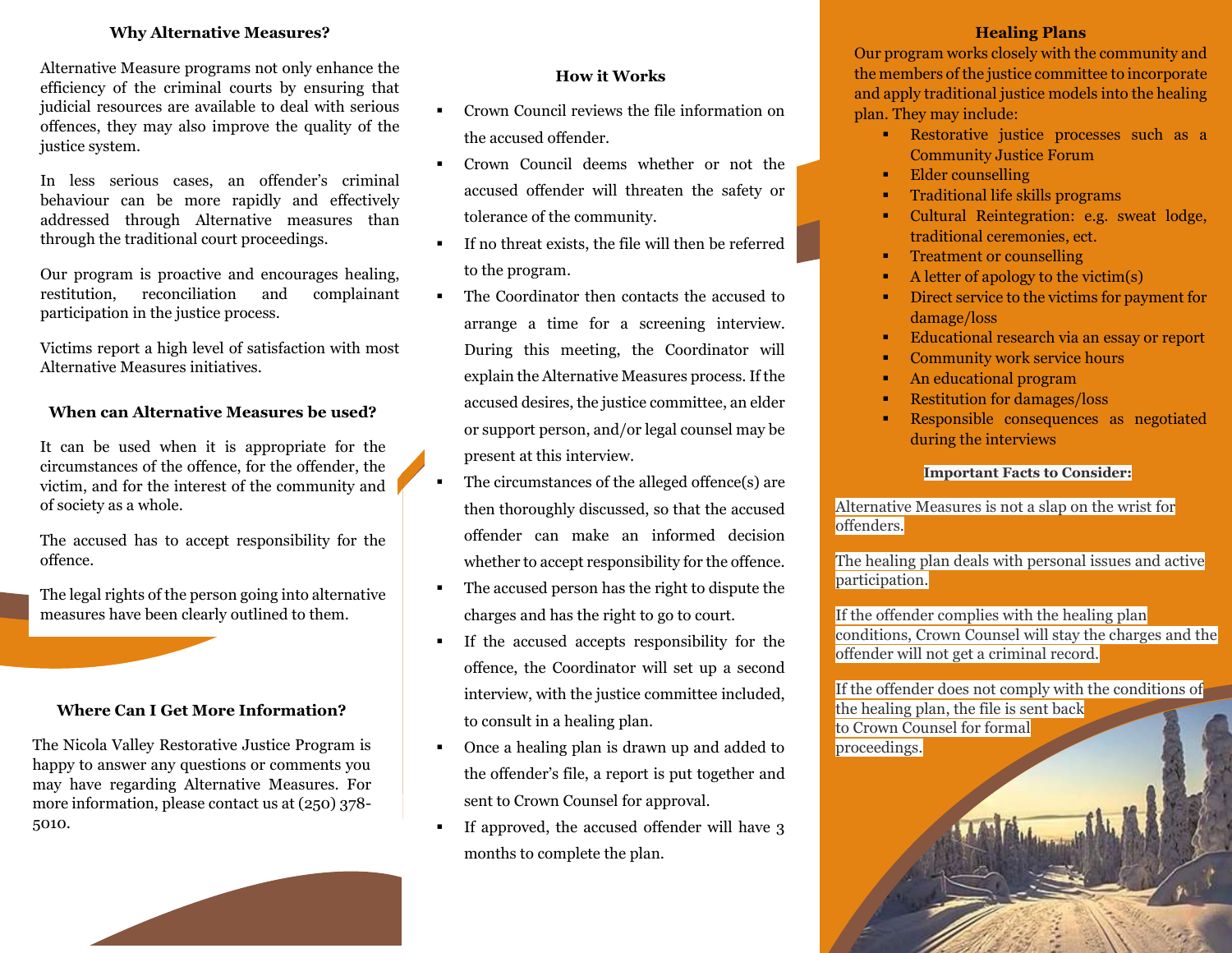## Why Alternative Measures?

Alternative Measure programs not only enhance the efficiency of the criminal courts by ensuring that judicial resources are available to deal with serious offences, they may also improve the quality of the justice system.

In less serious cases, an offender's criminal behaviour can be more rapidly and effectively addressed through Alternative measures than through the traditional court proceedings.

Our program is proactive and encourages healing, restitution, reconciliation and complainant participation in the justice process.

Victims report a high level of satisfaction with most Alternative Measures initiatives.

## When can Alternative Measures be used?

It can be used when it is appropriate for the circumstances of the offence, for the offender, the victim, and for the interest of the community and of society as a whole.

The accused has to accept responsibility for the offence.

The legal rights of the person going into alternative measures have been clearly outlined to them.

## Where Can I Get More Information?

The Nicola Valley Restorative Justice Program is happy to answer any questions or comments you may have regarding Alternative Measures. For more information, please contact us at (250) 378-5010.

## How it Works

- Crown Council reviews the file information on the accused offender.
- Crown Council deems whether or not the accused offender will threaten the safety or tolerance of the community.
- If no threat exists, the file will then be referred to the program.
- The Coordinator then contacts the accused to arrange a time for a screening interview. During this meeting, the Coordinator will explain the Alternative Measures process. If the accused desires, the justice committee, an elder or support person, and/or legal counsel may be present at this interview.
- The circumstances of the alleged offence(s) are then thoroughly discussed, so that the accused offender can make an informed decision whether to accept responsibility for the offence.
- The accused person has the right to dispute the charges and has the right to go to court.
- If the accused accepts responsibility for the offence, the Coordinator will set up a second interview, with the justice committee included, to consult in a healing plan.
- Once a healing plan is drawn up and added to the offender's file, a report is put together and sent to Crown Counsel for approval.
- If approved, the accused offender will have 3 months to complete the plan.

## Healing Plans

Our program works closely with the community and the members of the justice committee to incorporate and apply traditional justice models into the healing plan. They may include:

- Restorative justice processes such as a Community Justice Forum
- Elder counselling
- Traditional life skills programs
- Cultural Reintegration: e.g. sweat lodge, traditional ceremonies, ect.
- Treatment or counselling
- A letter of apology to the victim(s)
- Direct service to the victims for payment for damage/loss
- Educational research via an essay or report
- Community work service hours
- An educational program
- Restitution for damages/loss
- Responsible consequences as negotiated during the interviews

**Important Facts to Consider:**

Alternative Measures is not a slap on the wrist for offenders.

The healing plan deals with personal issues and active participation.

If the offender complies with the healing plan conditions, Crown Counsel will stay the charges and the offender will not get a criminal record.

If the offender does not comply with the conditions of the healing plan, the file is sent back to Crown Counsel for formal proceedings.